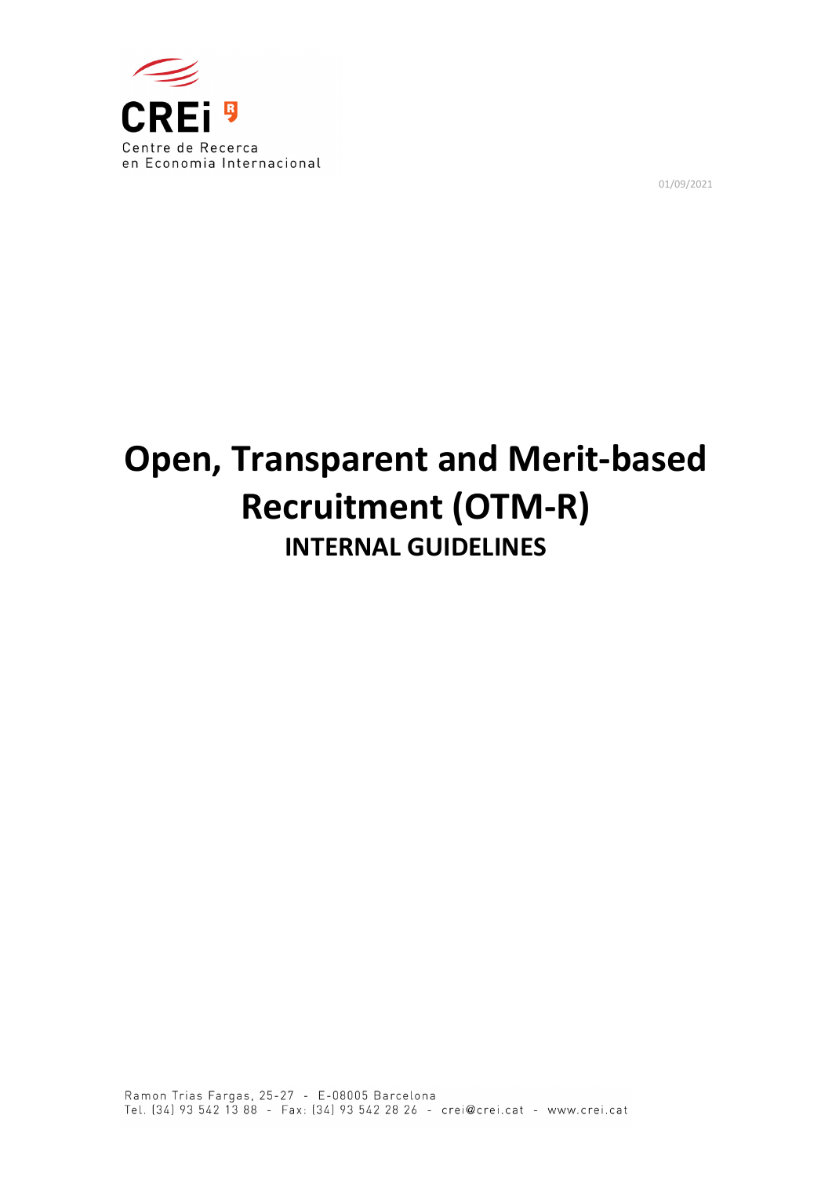CREi

Centre de Recerca en Economia Internacional

01/09/2021

# Open, Transparent and Merit-based Recruitment (OTM-R)

## INTERNAL GUIDELINES

Ramon Trias Fargas, 25-27 - E-08005 Barcelona
Tel. (34) 93 542 13 88 - Fax: (34) 93 542 28 26 - crei@crei.cat - www.crei.cat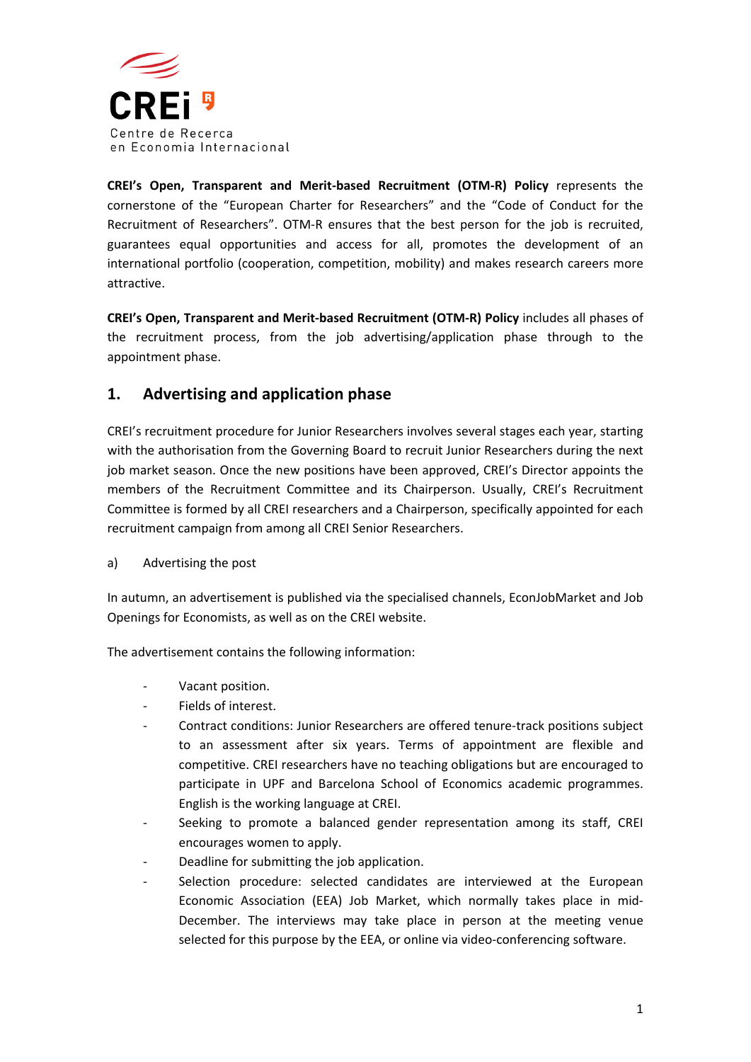**CREI's Open, Transparent and Merit-based Recruitment (OTM-R) Policy** represents the cornerstone of the "European Charter for Researchers" and the "Code of Conduct for the Recruitment of Researchers". OTM-R ensures that the best person for the job is recruited, guarantees equal opportunities and access for all, promotes the development of an international portfolio (cooperation, competition, mobility) and makes research careers more attractive.

**CREI's Open, Transparent and Merit-based Recruitment (OTM-R) Policy** includes all phases of the recruitment process, from the job advertising/application phase through to the appointment phase.

## 1. Advertising and application phase

CREI's recruitment procedure for Junior Researchers involves several stages each year, starting with the authorisation from the Governing Board to recruit Junior Researchers during the next job market season. Once the new positions have been approved, CREI's Director appoints the members of the Recruitment Committee and its Chairperson. Usually, CREI's Recruitment Committee is formed by all CREI researchers and a Chairperson, specifically appointed for each recruitment campaign from among all CREI Senior Researchers.

a) Advertising the post

In autumn, an advertisement is published via the specialised channels, EconJobMarket and Job Openings for Economists, as well as on the CREI website.

The advertisement contains the following information:

- Vacant position.
- Fields of interest.
- Contract conditions: Junior Researchers are offered tenure-track positions subject to an assessment after six years. Terms of appointment are flexible and competitive. CREI researchers have no teaching obligations but are encouraged to participate in UPF and Barcelona School of Economics academic programmes. English is the working language at CREI.
- Seeking to promote a balanced gender representation among its staff, CREI encourages women to apply.
- Deadline for submitting the job application.
- Selection procedure: selected candidates are interviewed at the European Economic Association (EEA) Job Market, which normally takes place in mid-December. The interviews may take place in person at the meeting venue selected for this purpose by the EEA, or online via video-conferencing software.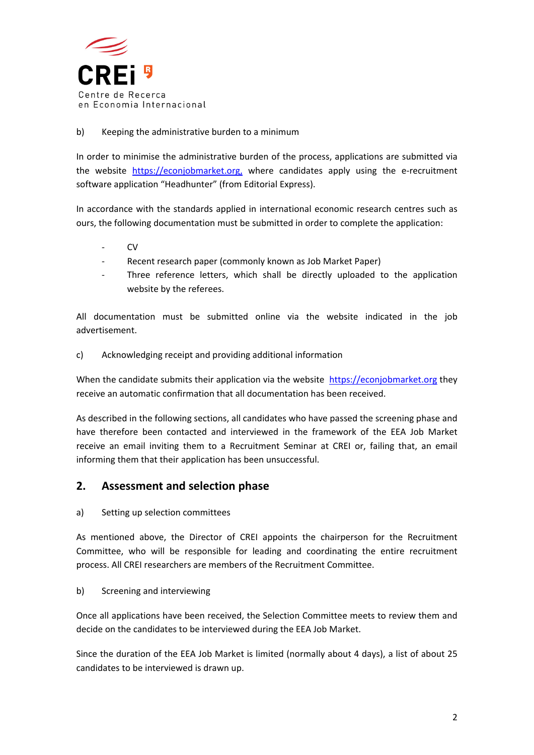b) Keeping the administrative burden to a minimum

In order to minimise the administrative burden of the process, applications are submitted via the website https://econjobmarket.org, where candidates apply using the e-recruitment software application "Headhunter" (from Editorial Express).

In accordance with the standards applied in international economic research centres such as ours, the following documentation must be submitted in order to complete the application:

- CV
- Recent research paper (commonly known as Job Market Paper)
- Three reference letters, which shall be directly uploaded to the application website by the referees.

All documentation must be submitted online via the website indicated in the job advertisement.

c) Acknowledging receipt and providing additional information

When the candidate submits their application via the website https://econjobmarket.org they receive an automatic confirmation that all documentation has been received.

As described in the following sections, all candidates who have passed the screening phase and have therefore been contacted and interviewed in the framework of the EEA Job Market receive an email inviting them to a Recruitment Seminar at CREI or, failing that, an email informing them that their application has been unsuccessful.

## 2. Assessment and selection phase

a) Setting up selection committees

As mentioned above, the Director of CREI appoints the chairperson for the Recruitment Committee, who will be responsible for leading and coordinating the entire recruitment process. All CREI researchers are members of the Recruitment Committee.

b) Screening and interviewing

Once all applications have been received, the Selection Committee meets to review them and decide on the candidates to be interviewed during the EEA Job Market.

Since the duration of the EEA Job Market is limited (normally about 4 days), a list of about 25 candidates to be interviewed is drawn up.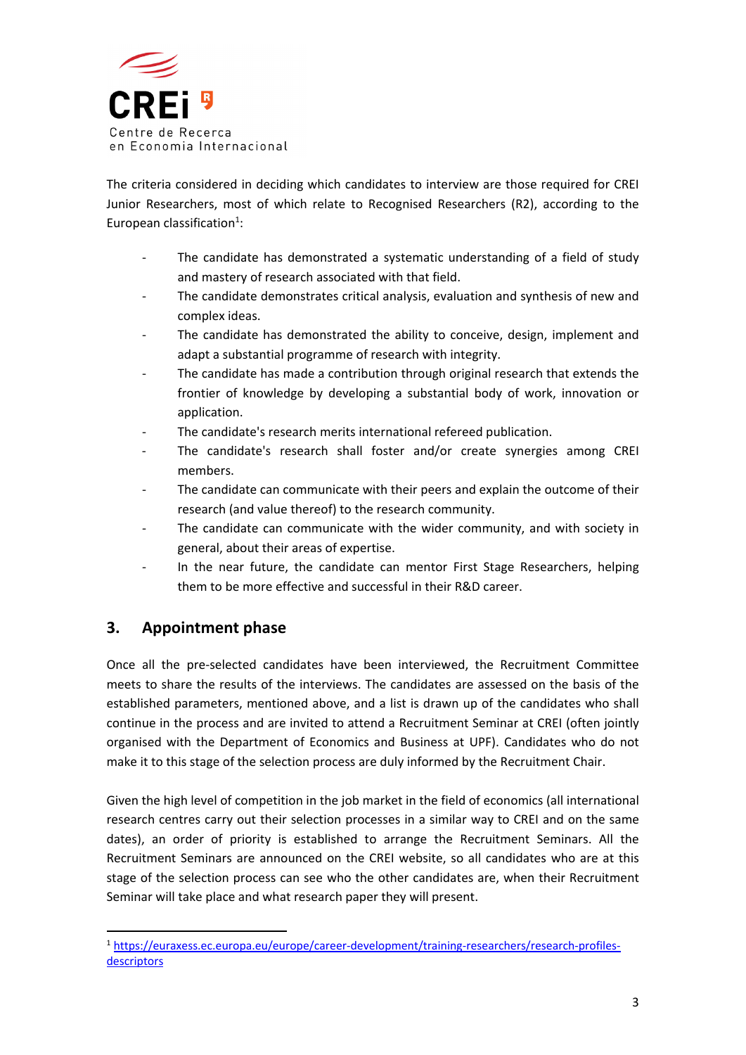The criteria considered in deciding which candidates to interview are those required for CREI Junior Researchers, most of which relate to Recognised Researchers (R2), according to the European classification[1]:

- The candidate has demonstrated a systematic understanding of a field of study and mastery of research associated with that field.
- The candidate demonstrates critical analysis, evaluation and synthesis of new and complex ideas.
- The candidate has demonstrated the ability to conceive, design, implement and adapt a substantial programme of research with integrity.
- The candidate has made a contribution through original research that extends the frontier of knowledge by developing a substantial body of work, innovation or application.
- The candidate's research merits international refereed publication.
- The candidate's research shall foster and/or create synergies among CREI members.
- The candidate can communicate with their peers and explain the outcome of their research (and value thereof) to the research community.
- The candidate can communicate with the wider community, and with society in general, about their areas of expertise.
- In the near future, the candidate can mentor First Stage Researchers, helping them to be more effective and successful in their R&D career.

## 3. Appointment phase

Once all the pre-selected candidates have been interviewed, the Recruitment Committee meets to share the results of the interviews. The candidates are assessed on the basis of the established parameters, mentioned above, and a list is drawn up of the candidates who shall continue in the process and are invited to attend a Recruitment Seminar at CREI (often jointly organised with the Department of Economics and Business at UPF). Candidates who do not make it to this stage of the selection process are duly informed by the Recruitment Chair.

Given the high level of competition in the job market in the field of economics (all international research centres carry out their selection processes in a similar way to CREI and on the same dates), an order of priority is established to arrange the Recruitment Seminars. All the Recruitment Seminars are announced on the CREI website, so all candidates who are at this stage of the selection process can see who the other candidates are, when their Recruitment Seminar will take place and what research paper they will present.

[1] https://euraxess.ec.europa.eu/europe/career-development/training-researchers/research-profiles-descriptors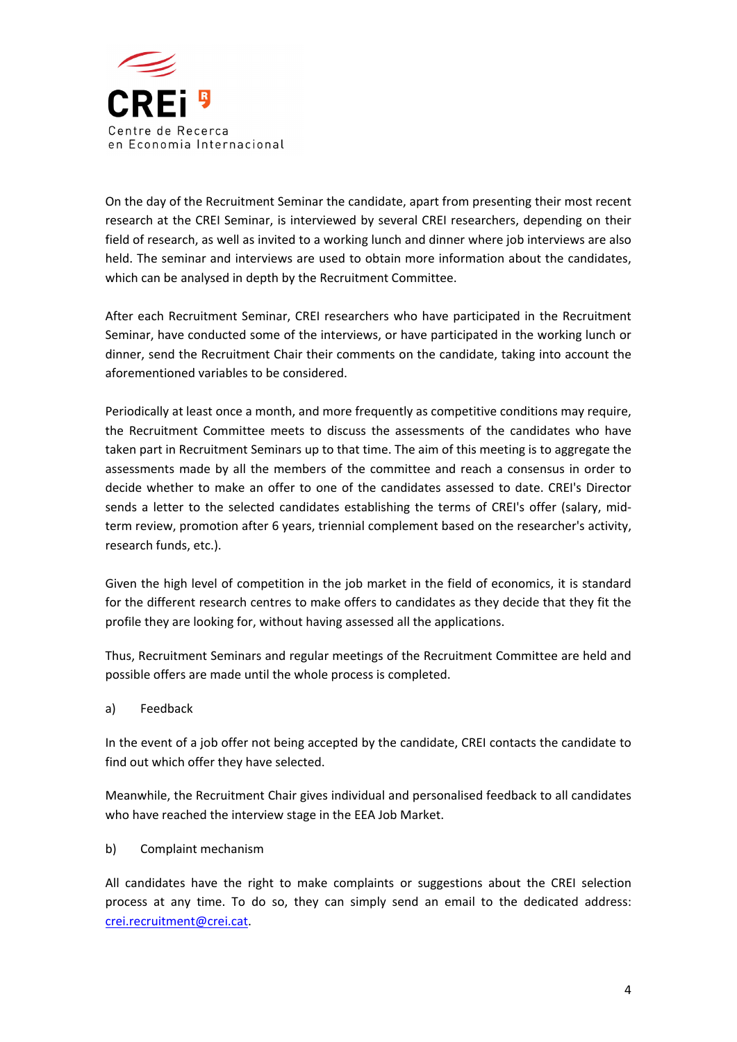On the day of the Recruitment Seminar the candidate, apart from presenting their most recent research at the CREI Seminar, is interviewed by several CREI researchers, depending on their field of research, as well as invited to a working lunch and dinner where job interviews are also held. The seminar and interviews are used to obtain more information about the candidates, which can be analysed in depth by the Recruitment Committee.

After each Recruitment Seminar, CREI researchers who have participated in the Recruitment Seminar, have conducted some of the interviews, or have participated in the working lunch or dinner, send the Recruitment Chair their comments on the candidate, taking into account the aforementioned variables to be considered.

Periodically at least once a month, and more frequently as competitive conditions may require, the Recruitment Committee meets to discuss the assessments of the candidates who have taken part in Recruitment Seminars up to that time. The aim of this meeting is to aggregate the assessments made by all the members of the committee and reach a consensus in order to decide whether to make an offer to one of the candidates assessed to date. CREI's Director sends a letter to the selected candidates establishing the terms of CREI's offer (salary, mid-term review, promotion after 6 years, triennial complement based on the researcher's activity, research funds, etc.).

Given the high level of competition in the job market in the field of economics, it is standard for the different research centres to make offers to candidates as they decide that they fit the profile they are looking for, without having assessed all the applications.

Thus, Recruitment Seminars and regular meetings of the Recruitment Committee are held and possible offers are made until the whole process is completed.

a) Feedback

In the event of a job offer not being accepted by the candidate, CREI contacts the candidate to find out which offer they have selected.

Meanwhile, the Recruitment Chair gives individual and personalised feedback to all candidates who have reached the interview stage in the EEA Job Market.

b) Complaint mechanism

All candidates have the right to make complaints or suggestions about the CREI selection process at any time. To do so, they can simply send an email to the dedicated address: crei.recruitment@crei.cat.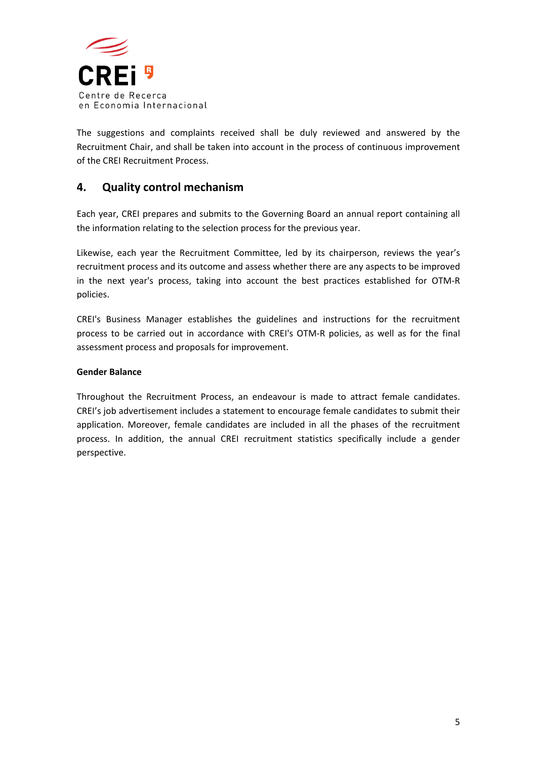The suggestions and complaints received shall be duly reviewed and answered by the Recruitment Chair, and shall be taken into account in the process of continuous improvement of the CREI Recruitment Process.

## 4. Quality control mechanism

Each year, CREI prepares and submits to the Governing Board an annual report containing all the information relating to the selection process for the previous year.

Likewise, each year the Recruitment Committee, led by its chairperson, reviews the year's recruitment process and its outcome and assess whether there are any aspects to be improved in the next year's process, taking into account the best practices established for OTM-R policies.

CREI's Business Manager establishes the guidelines and instructions for the recruitment process to be carried out in accordance with CREI's OTM-R policies, as well as for the final assessment process and proposals for improvement.

**Gender Balance**

Throughout the Recruitment Process, an endeavour is made to attract female candidates. CREI's job advertisement includes a statement to encourage female candidates to submit their application. Moreover, female candidates are included in all the phases of the recruitment process. In addition, the annual CREI recruitment statistics specifically include a gender perspective.